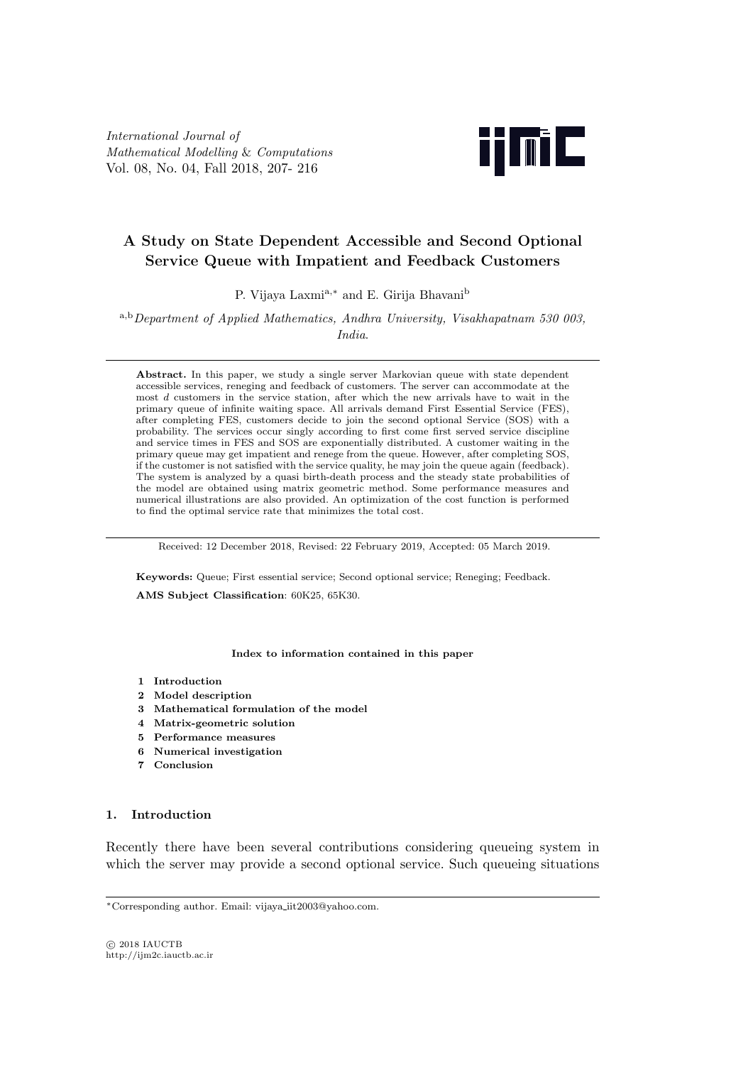*International Journal of Mathematical Modelling & Computations*
Vol. 08, No. 04, Fall 2018, 207- 216

# A Study on State Dependent Accessible and Second Optional Service Queue with Impatient and Feedback Customers

P. Vijaya Laxmi[a,∗] and E. Girija Bhavani[b]

[a,b]*Department of Applied Mathematics, Andhra University, Visakhapatnam 530 003, India.*

---

**Abstract.** In this paper, we study a single server Markovian queue with state dependent accessible services, reneging and feedback of customers. The server can accommodate at the most $d$ customers in the service station, after which the new arrivals have to wait in the primary queue of infinite waiting space. All arrivals demand First Essential Service (FES), after completing FES, customers decide to join the second optional Service (SOS) with a probability. The services occur singly according to first come first served service discipline and service times in FES and SOS are exponentially distributed. A customer waiting in the primary queue may get impatient and renege from the queue. However, after completing SOS, if the customer is not satisfied with the service quality, he may join the queue again (feedback). The system is analyzed by a quasi birth-death process and the steady state probabilities of the model are obtained using matrix geometric method. Some performance measures and numerical illustrations are also provided. An optimization of the cost function is performed to find the optimal service rate that minimizes the total cost.

---

Received: 12 December 2018, Revised: 22 February 2019, Accepted: 05 March 2019.

**Keywords:** Queue; First essential service; Second optional service; Reneging; Feedback.

**AMS Subject Classification**: 60K25, 65K30.

**Index to information contained in this paper**

1. **Introduction**
2. **Model description**
3. **Mathematical formulation of the model**
4. **Matrix-geometric solution**
5. **Performance measures**
6. **Numerical investigation**
7. **Conclusion**

## 1. Introduction

Recently there have been several contributions considering queueing system in which the server may provide a second optional service. Such queueing situations

∗Corresponding author. Email: vijaya_iit2003@yahoo.com.

© 2018 IAUCTB
http://ijm2c.iauctb.ac.ir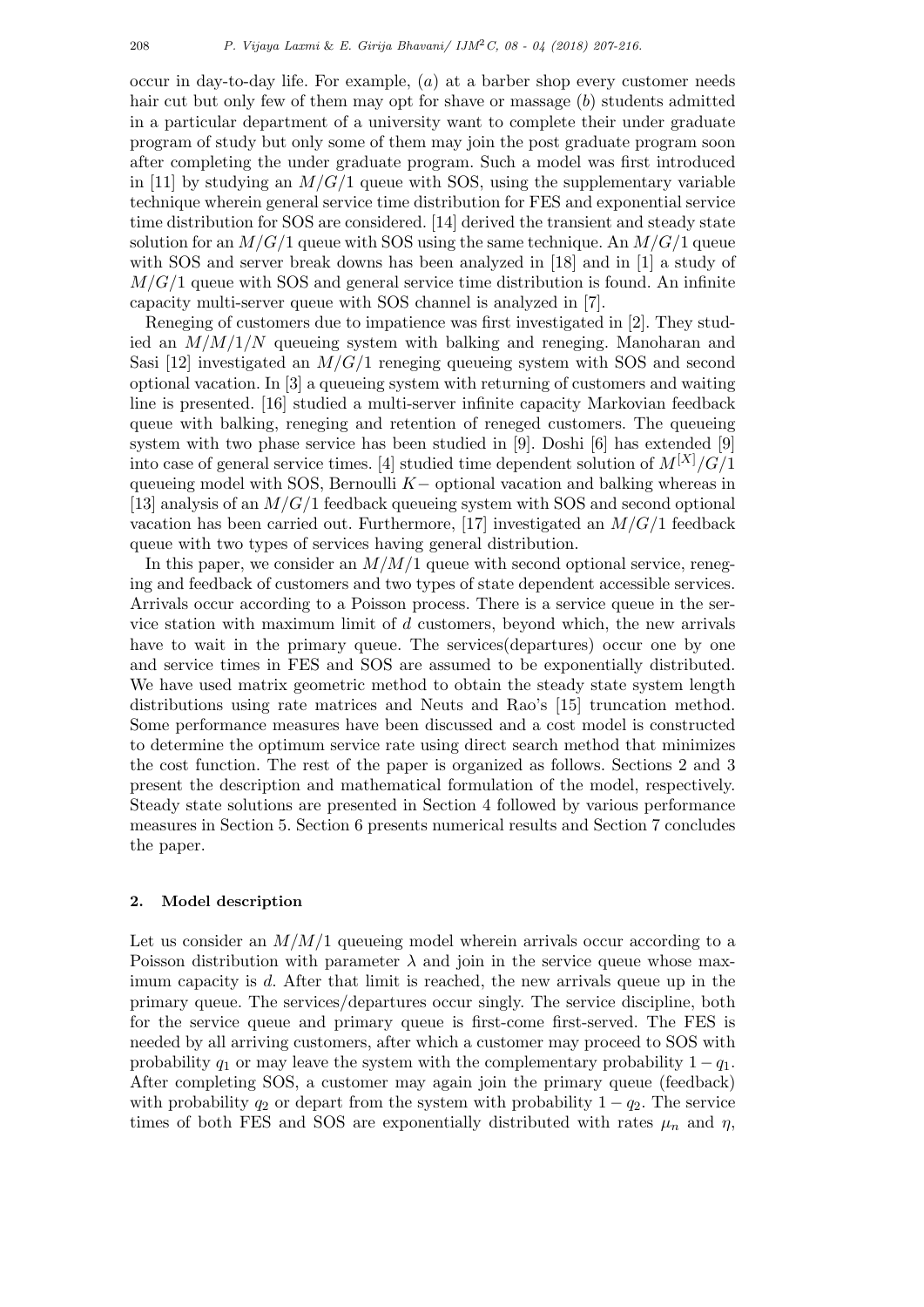occur in day-to-day life. For example, $(a)$ at a barber shop every customer needs hair cut but only few of them may opt for shave or massage $(b)$ students admitted in a particular department of a university want to complete their under graduate program of study but only some of them may join the post graduate program soon after completing the under graduate program. Such a model was first introduced in [11] by studying an $M/G/1$ queue with SOS, using the supplementary variable technique wherein general service time distribution for FES and exponential service time distribution for SOS are considered. [14] derived the transient and steady state solution for an $M/G/1$ queue with SOS using the same technique. An $M/G/1$ queue with SOS and server break downs has been analyzed in [18] and in [1] a study of $M/G/1$ queue with SOS and general service time distribution is found. An infinite capacity multi-server queue with SOS channel is analyzed in [7].

Reneging of customers due to impatience was first investigated in [2]. They studied an $M/M/1/N$ queueing system with balking and reneging. Manoharan and Sasi [12] investigated an $M/G/1$ reneging queueing system with SOS and second optional vacation. In [3] a queueing system with returning of customers and waiting line is presented. [16] studied a multi-server infinite capacity Markovian feedback queue with balking, reneging and retention of reneged customers. The queueing system with two phase service has been studied in [9]. Doshi [6] has extended [9] into case of general service times. [4] studied time dependent solution of $M^{[X]}/G/1$ queueing model with SOS, Bernoulli $K-$ optional vacation and balking whereas in [13] analysis of an $M/G/1$ feedback queueing system with SOS and second optional vacation has been carried out. Furthermore, [17] investigated an $M/G/1$ feedback queue with two types of services having general distribution.

In this paper, we consider an $M/M/1$ queue with second optional service, reneging and feedback of customers and two types of state dependent accessible services. Arrivals occur according to a Poisson process. There is a service queue in the service station with maximum limit of $d$ customers, beyond which, the new arrivals have to wait in the primary queue. The services(departures) occur one by one and service times in FES and SOS are assumed to be exponentially distributed. We have used matrix geometric method to obtain the steady state system length distributions using rate matrices and Neuts and Rao's [15] truncation method. Some performance measures have been discussed and a cost model is constructed to determine the optimum service rate using direct search method that minimizes the cost function. The rest of the paper is organized as follows. Sections 2 and 3 present the description and mathematical formulation of the model, respectively. Steady state solutions are presented in Section 4 followed by various performance measures in Section 5. Section 6 presents numerical results and Section 7 concludes the paper.

## 2. Model description

Let us consider an $M/M/1$ queueing model wherein arrivals occur according to a Poisson distribution with parameter $\lambda$ and join in the service queue whose maximum capacity is $d$. After that limit is reached, the new arrivals queue up in the primary queue. The services/departures occur singly. The service discipline, both for the service queue and primary queue is first-come first-served. The FES is needed by all arriving customers, after which a customer may proceed to SOS with probability $q_1$ or may leave the system with the complementary probability $1-q_1$. After completing SOS, a customer may again join the primary queue (feedback) with probability $q_2$ or depart from the system with probability $1-q_2$. The service times of both FES and SOS are exponentially distributed with rates $\mu_n$ and $\eta$,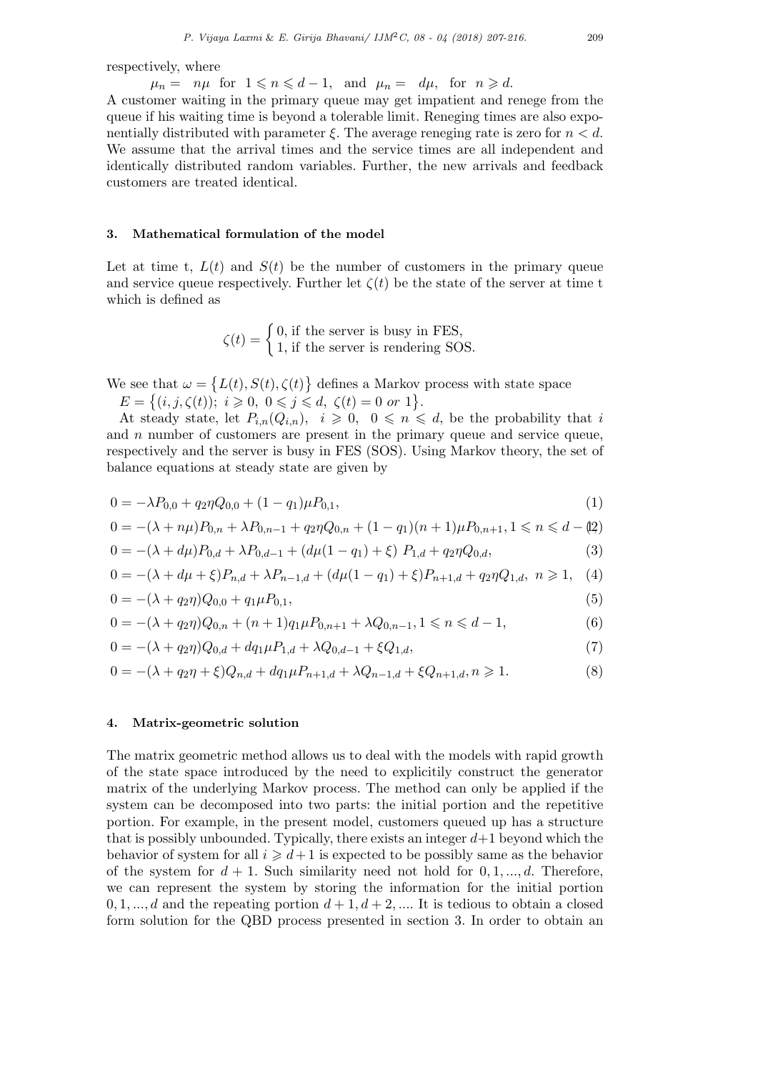respectively, where

$\mu_n = n\mu$ for $1 \leqslant n \leqslant d-1$, and $\mu_n = d\mu$, for $n \geqslant d$.

A customer waiting in the primary queue may get impatient and renege from the queue if his waiting time is beyond a tolerable limit. Reneging times are also exponentially distributed with parameter $\xi$. The average reneging rate is zero for $n < d$. We assume that the arrival times and the service times are all independent and identically distributed random variables. Further, the new arrivals and feedback customers are treated identical.

### 3. Mathematical formulation of the model

Let at time t, $L(t)$ and $S(t)$ be the number of customers in the primary queue and service queue respectively. Further let $\zeta(t)$ be the state of the server at time t which is defined as

$$\zeta(t) = \begin{cases} 0, \text{ if the server is busy in FES,} \\ 1, \text{ if the server is rendering SOS.} \end{cases}$$

We see that $\omega = \{L(t), S(t), \zeta(t)\}$ defines a Markov process with state space $E = \{(i, j, \zeta(t));\ i \geqslant 0,\ 0 \leqslant j \leqslant d,\ \zeta(t) = 0 \ or\ 1\}$.

At steady state, let $P_{i,n}(Q_{i,n})$, $i \geqslant 0$, $0 \leqslant n \leqslant d$, be the probability that $i$ and $n$ number of customers are present in the primary queue and service queue, respectively and the server is busy in FES (SOS). Using Markov theory, the set of balance equations at steady state are given by

$$0 = -\lambda P_{0,0} + q_2\eta Q_{0,0} + (1-q_1)\mu P_{0,1}, \tag{1}$$

$$0 = -(\lambda + n\mu)P_{0,n} + \lambda P_{0,n-1} + q_2\eta Q_{0,n} + (1-q_1)(n+1)\mu P_{0,n+1}, 1 \leqslant n \leqslant d-1 \tag{2}$$

$$0 = -(\lambda + d\mu)P_{0,d} + \lambda P_{0,d-1} + (d\mu(1-q_1) + \xi)\ P_{1,d} + q_2\eta Q_{0,d}, \tag{3}$$

$$0 = -(\lambda + d\mu + \xi)P_{n,d} + \lambda P_{n-1,d} + (d\mu(1-q_1) + \xi)P_{n+1,d} + q_2\eta Q_{1,d},\ n \geqslant 1, \tag{4}$$

$$0 = -(\lambda + q_2\eta)Q_{0,0} + q_1\mu P_{0,1}, \tag{5}$$

$$0 = -(\lambda + q_2\eta)Q_{0,n} + (n+1)q_1\mu P_{0,n+1} + \lambda Q_{0,n-1}, 1 \leqslant n \leqslant d-1, \tag{6}$$

$$0 = -(\lambda + q_2\eta)Q_{0,d} + dq_1\mu P_{1,d} + \lambda Q_{0,d-1} + \xi Q_{1,d}, \tag{7}$$

$$0 = -(\lambda + q_2\eta + \xi)Q_{n,d} + dq_1\mu P_{n+1,d} + \lambda Q_{n-1,d} + \xi Q_{n+1,d}, n \geqslant 1. \tag{8}$$

### 4. Matrix-geometric solution

The matrix geometric method allows us to deal with the models with rapid growth of the state space introduced by the need to explicitily construct the generator matrix of the underlying Markov process. The method can only be applied if the system can be decomposed into two parts: the initial portion and the repetitive portion. For example, in the present model, customers queued up has a structure that is possibly unbounded. Typically, there exists an integer $d+1$ beyond which the behavior of system for all $i \geqslant d+1$ is expected to be possibly same as the behavior of the system for $d+1$. Such similarity need not hold for $0, 1, ..., d$. Therefore, we can represent the system by storing the information for the initial portion $0, 1, ..., d$ and the repeating portion $d+1, d+2, ....$ It is tedious to obtain a closed form solution for the QBD process presented in section 3. In order to obtain an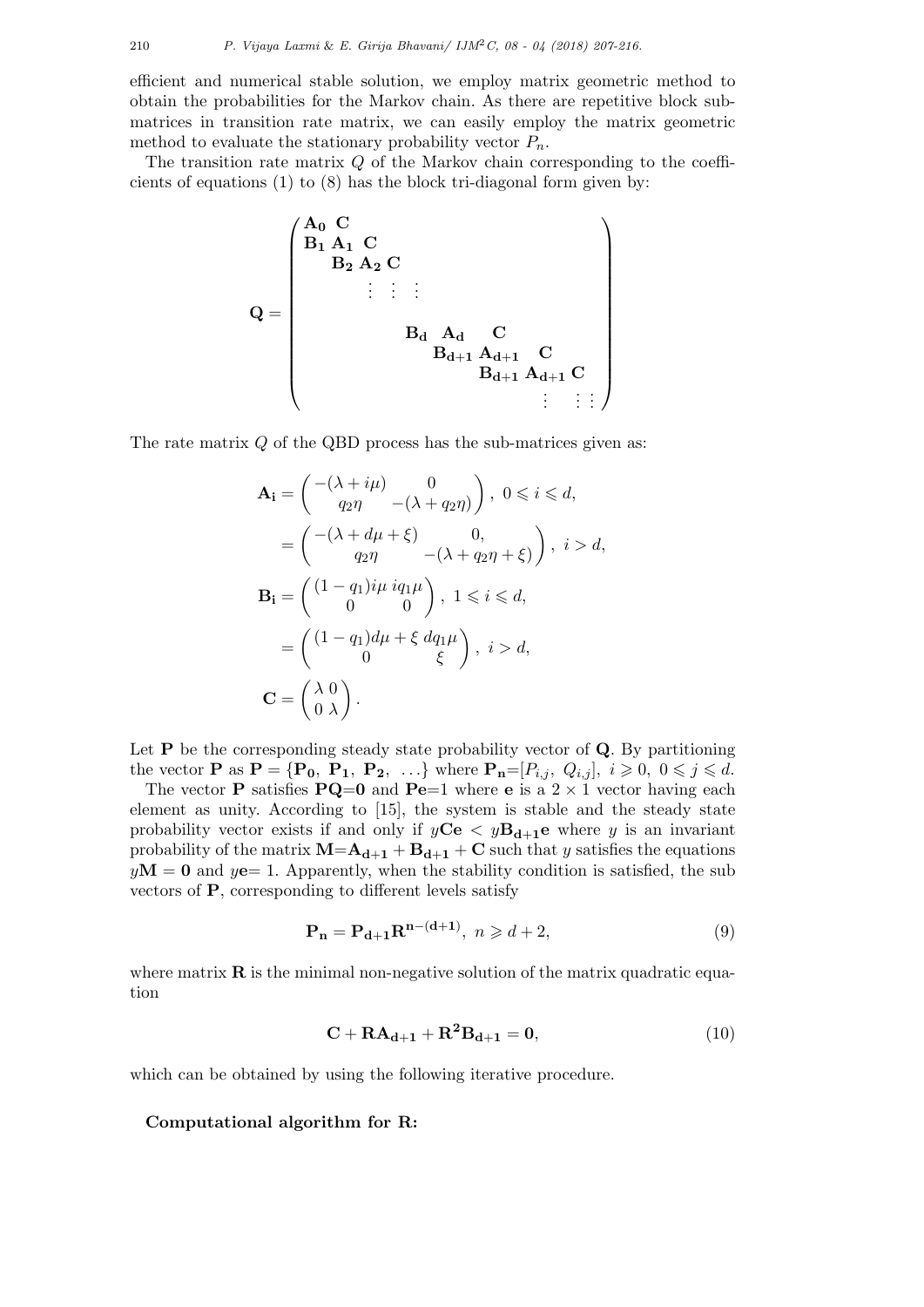efficient and numerical stable solution, we employ matrix geometric method to obtain the probabilities for the Markov chain. As there are repetitive block sub-matrices in transition rate matrix, we can easily employ the matrix geometric method to evaluate the stationary probability vector $P_n$.

The transition rate matrix $Q$ of the Markov chain corresponding to the coefficients of equations (1) to (8) has the block tri-diagonal form given by:

$$\mathbf{Q} = \begin{pmatrix} \mathbf{A_0} & \mathbf{C} & & & & & \\ \mathbf{B_1} & \mathbf{A_1} & \mathbf{C} & & & & \\ & \mathbf{B_2} & \mathbf{A_2} & \mathbf{C} & & & \\ & & \vdots & \vdots & \vdots & & \\ & & & \mathbf{B_d} & \mathbf{A_d} & \mathbf{C} & \\ & & & & \mathbf{B_{d+1}} & \mathbf{A_{d+1}} & \mathbf{C} \\ & & & & & \mathbf{B_{d+1}} & \mathbf{A_{d+1}} \ \mathbf{C} \\ & & & & & \vdots & \vdots \ \vdots \end{pmatrix}$$

The rate matrix $Q$ of the QBD process has the sub-matrices given as:

$$\begin{aligned}
\mathbf{A_i} &= \begin{pmatrix} -(\lambda + i\mu) & 0 \\ q_2\eta & -(\lambda + q_2\eta) \end{pmatrix}, \ 0 \leqslant i \leqslant d, \\
&= \begin{pmatrix} -(\lambda + d\mu + \xi) & 0, \\ q_2\eta & -(\lambda + q_2\eta + \xi) \end{pmatrix}, \ i > d, \\
\mathbf{B_i} &= \begin{pmatrix} (1-q_1)i\mu & iq_1\mu \\ 0 & 0 \end{pmatrix}, \ 1 \leqslant i \leqslant d, \\
&= \begin{pmatrix} (1-q_1)d\mu + \xi & dq_1\mu \\ 0 & \xi \end{pmatrix}, \ i > d, \\
\mathbf{C} &= \begin{pmatrix} \lambda & 0 \\ 0 & \lambda \end{pmatrix}.
\end{aligned}$$

Let $\mathbf{P}$ be the corresponding steady state probability vector of $\mathbf{Q}$. By partitioning the vector $\mathbf{P}$ as $\mathbf{P} = \{\mathbf{P_0}, \ \mathbf{P_1}, \ \mathbf{P_2}, \ \ldots\}$ where $\mathbf{P_n}=[P_{i,j}, \ Q_{i,j}], \ i \geqslant 0, \ 0 \leqslant j \leqslant d$.

The vector $\mathbf{P}$ satisfies $\mathbf{PQ}=\mathbf{0}$ and $\mathbf{Pe}=1$ where $\mathbf{e}$ is a $2 \times 1$ vector having each element as unity. According to [15], the system is stable and the steady state probability vector exists if and only if $y\mathbf{Ce} < y\mathbf{B_{d+1}e}$ where $y$ is an invariant probability of the matrix $\mathbf{M}=\mathbf{A_{d+1}} + \mathbf{B_{d+1}} + \mathbf{C}$ such that $y$ satisfies the equations $y\mathbf{M} = \mathbf{0}$ and $y\mathbf{e}= 1$. Apparently, when the stability condition is satisfied, the sub vectors of $\mathbf{P}$, corresponding to different levels satisfy

$$\mathbf{P_n} = \mathbf{P_{d+1}}\mathbf{R^{n-(d+1)}}, \ n \geqslant d+2, \tag{9}$$

where matrix $\mathbf{R}$ is the minimal non-negative solution of the matrix quadratic equation

$$\mathbf{C} + \mathbf{R}\mathbf{A_{d+1}} + \mathbf{R^2}\mathbf{B_{d+1}} = \mathbf{0}, \tag{10}$$

which can be obtained by using the following iterative procedure.

**Computational algorithm for R:**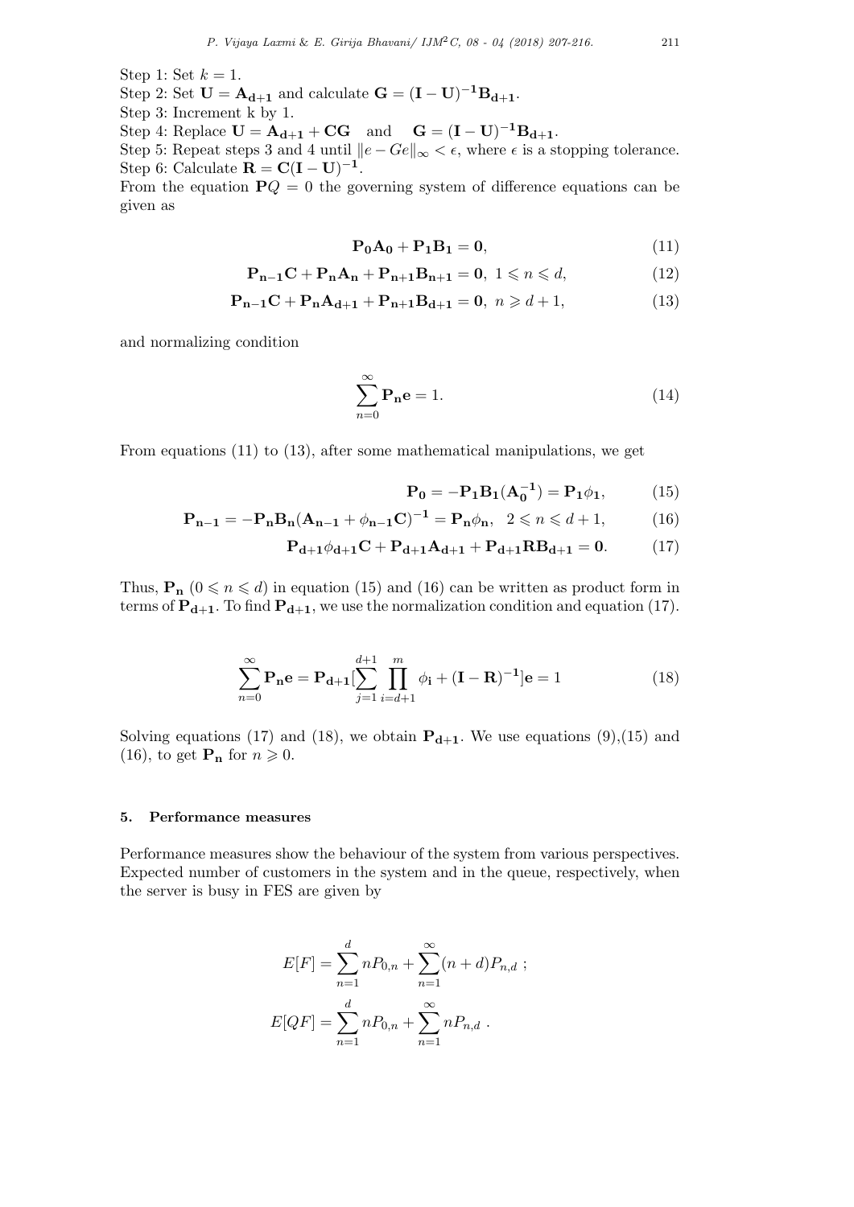Step 1: Set $k = 1$.
Step 2: Set $\mathbf{U} = \mathbf{A_{d+1}}$ and calculate $\mathbf{G} = (\mathbf{I} - \mathbf{U})^{-1}\mathbf{B_{d+1}}$.
Step 3: Increment k by 1.
Step 4: Replace $\mathbf{U} = \mathbf{A_{d+1}} + \mathbf{CG}$ and $\mathbf{G} = (\mathbf{I} - \mathbf{U})^{-1}\mathbf{B_{d+1}}$.
Step 5: Repeat steps 3 and 4 until $\|e - Ge\|_\infty < \epsilon$, where $\epsilon$ is a stopping tolerance.
Step 6: Calculate $\mathbf{R} = \mathbf{C}(\mathbf{I} - \mathbf{U})^{-1}$.
From the equation $\mathbf{P}Q = 0$ the governing system of difference equations can be given as

$$\mathbf{P_0 A_0} + \mathbf{P_1 B_1} = \mathbf{0}, \tag{11}$$

$$\mathbf{P_{n-1} C} + \mathbf{P_n A_n} + \mathbf{P_{n+1} B_{n+1}} = \mathbf{0},\ 1 \leqslant n \leqslant d, \tag{12}$$

$$\mathbf{P_{n-1} C} + \mathbf{P_n A_{d+1}} + \mathbf{P_{n+1} B_{d+1}} = \mathbf{0},\ n \geqslant d+1, \tag{13}$$

and normalizing condition

$$\sum_{n=0}^{\infty} \mathbf{P_n e} = 1. \tag{14}$$

From equations (11) to (13), after some mathematical manipulations, we get

$$\mathbf{P_0} = -\mathbf{P_1 B_1}(\mathbf{A_0^{-1}}) = \mathbf{P_1}\phi_\mathbf{1}, \tag{15}$$

$$\mathbf{P_{n-1}} = -\mathbf{P_n B_n}(\mathbf{A_{n-1}} + \phi_{\mathbf{n-1}}\mathbf{C})^{-1} = \mathbf{P_n}\phi_\mathbf{n},\quad 2 \leqslant n \leqslant d+1, \tag{16}$$

$$\mathbf{P_{d+1}}\phi_{\mathbf{d+1}}\mathbf{C} + \mathbf{P_{d+1} A_{d+1}} + \mathbf{P_{d+1} R B_{d+1}} = \mathbf{0}. \tag{17}$$

Thus, $\mathbf{P_n}$ $(0 \leqslant n \leqslant d)$ in equation (15) and (16) can be written as product form in terms of $\mathbf{P_{d+1}}$. To find $\mathbf{P_{d+1}}$, we use the normalization condition and equation (17).

$$\sum_{n=0}^{\infty} \mathbf{P_n e} = \mathbf{P_{d+1}}[\sum_{j=1}^{d+1} \prod_{i=d+1}^{m} \phi_\mathbf{i} + (\mathbf{I} - \mathbf{R})^{-1}]\mathbf{e} = 1 \tag{18}$$

Solving equations (17) and (18), we obtain $\mathbf{P_{d+1}}$. We use equations (9),(15) and (16), to get $\mathbf{P_n}$ for $n \geqslant 0$.

## 5. Performance measures

Performance measures show the behaviour of the system from various perspectives. Expected number of customers in the system and in the queue, respectively, when the server is busy in FES are given by

$$E[F] = \sum_{n=1}^{d} nP_{0,n} + \sum_{n=1}^{\infty}(n+d)P_{n,d}\ ;$$

$$E[QF] = \sum_{n=1}^{d} nP_{0,n} + \sum_{n=1}^{\infty} nP_{n,d}\ .$$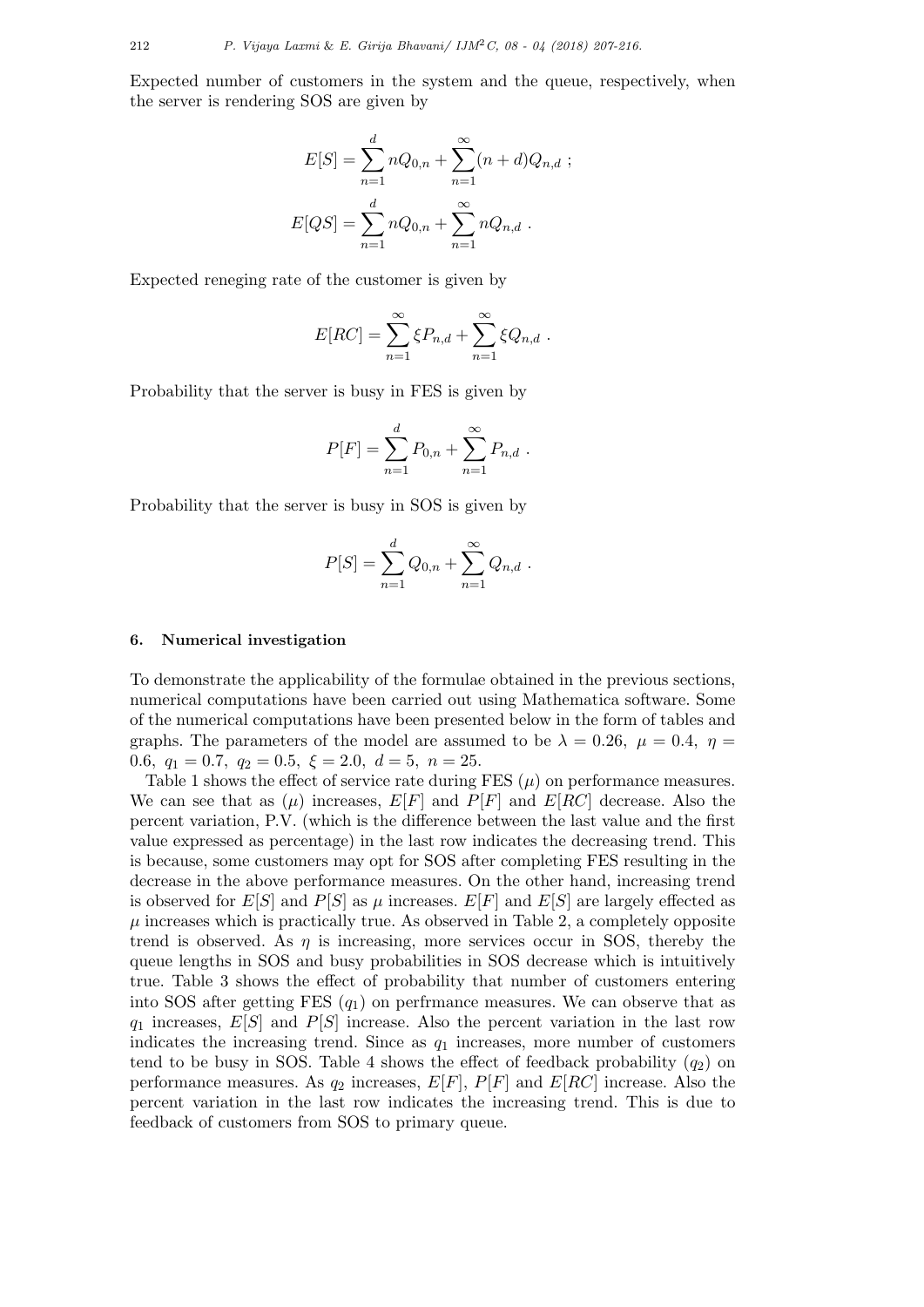Expected number of customers in the system and the queue, respectively, when the server is rendering SOS are given by

$$E[S] = \sum_{n=1}^{d} nQ_{0,n} + \sum_{n=1}^{\infty}(n+d)Q_{n,d} \ ;$$

$$E[QS] = \sum_{n=1}^{d} nQ_{0,n} + \sum_{n=1}^{\infty} nQ_{n,d} \ .$$

Expected reneging rate of the customer is given by

$$E[RC] = \sum_{n=1}^{\infty} \xi P_{n,d} + \sum_{n=1}^{\infty} \xi Q_{n,d} \ .$$

Probability that the server is busy in FES is given by

$$P[F] = \sum_{n=1}^{d} P_{0,n} + \sum_{n=1}^{\infty} P_{n,d} \ .$$

Probability that the server is busy in SOS is given by

$$P[S] = \sum_{n=1}^{d} Q_{0,n} + \sum_{n=1}^{\infty} Q_{n,d} \ .$$

## 6. Numerical investigation

To demonstrate the applicability of the formulae obtained in the previous sections, numerical computations have been carried out using Mathematica software. Some of the numerical computations have been presented below in the form of tables and graphs. The parameters of the model are assumed to be $\lambda = 0.26,\ \mu = 0.4,\ \eta = 0.6,\ q_1 = 0.7,\ q_2 = 0.5,\ \xi = 2.0,\ d = 5,\ n = 25$.

Table 1 shows the effect of service rate during FES ($\mu$) on performance measures. We can see that as ($\mu$) increases, $E[F]$ and $P[F]$ and $E[RC]$ decrease. Also the percent variation, P.V. (which is the difference between the last value and the first value expressed as percentage) in the last row indicates the decreasing trend. This is because, some customers may opt for SOS after completing FES resulting in the decrease in the above performance measures. On the other hand, increasing trend is observed for $E[S]$ and $P[S]$ as $\mu$ increases. $E[F]$ and $E[S]$ are largely effected as $\mu$ increases which is practically true. As observed in Table 2, a completely opposite trend is observed. As $\eta$ is increasing, more services occur in SOS, thereby the queue lengths in SOS and busy probabilities in SOS decrease which is intuitively true. Table 3 shows the effect of probability that number of customers entering into SOS after getting FES ($q_1$) on perfrmance measures. We can observe that as $q_1$ increases, $E[S]$ and $P[S]$ increase. Also the percent variation in the last row indicates the increasing trend. Since as $q_1$ increases, more number of customers tend to be busy in SOS. Table 4 shows the effect of feedback probability ($q_2$) on performance measures. As $q_2$ increases, $E[F]$, $P[F]$ and $E[RC]$ increase. Also the percent variation in the last row indicates the increasing trend. This is due to feedback of customers from SOS to primary queue.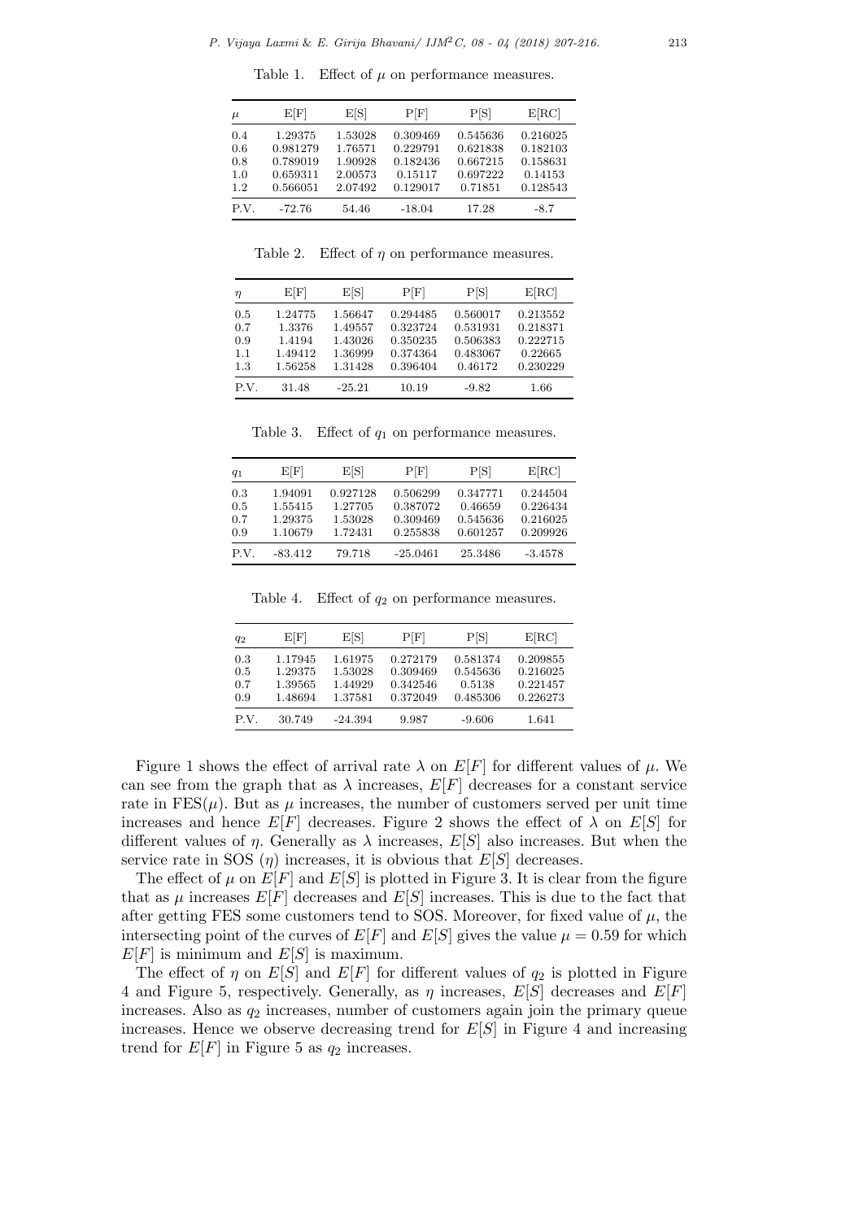Table 1. Effect of $\mu$ on performance measures.

| $\mu$ | E[F] | E[S] | P[F] | P[S] | E[RC] |
|---|---|---|---|---|---|
| 0.4 | 1.29375 | 1.53028 | 0.309469 | 0.545636 | 0.216025 |
| 0.6 | 0.981279 | 1.76571 | 0.229791 | 0.621838 | 0.182103 |
| 0.8 | 0.789019 | 1.90928 | 0.182436 | 0.667215 | 0.158631 |
| 1.0 | 0.659311 | 2.00573 | 0.15117 | 0.697222 | 0.14153 |
| 1.2 | 0.566051 | 2.07492 | 0.129017 | 0.71851 | 0.128543 |
| P.V. | -72.76 | 54.46 | -18.04 | 17.28 | -8.7 |

Table 2. Effect of $\eta$ on performance measures.

| $\eta$ | E[F] | E[S] | P[F] | P[S] | E[RC] |
|---|---|---|---|---|---|
| 0.5 | 1.24775 | 1.56647 | 0.294485 | 0.560017 | 0.213552 |
| 0.7 | 1.3376 | 1.49557 | 0.323724 | 0.531931 | 0.218371 |
| 0.9 | 1.4194 | 1.43026 | 0.350235 | 0.506383 | 0.222715 |
| 1.1 | 1.49412 | 1.36999 | 0.374364 | 0.483067 | 0.22665 |
| 1.3 | 1.56258 | 1.31428 | 0.396404 | 0.46172 | 0.230229 |
| P.V. | 31.48 | -25.21 | 10.19 | -9.82 | 1.66 |

Table 3. Effect of $q_1$ on performance measures.

| $q_1$ | E[F] | E[S] | P[F] | P[S] | E[RC] |
|---|---|---|---|---|---|
| 0.3 | 1.94091 | 0.927128 | 0.506299 | 0.347771 | 0.244504 |
| 0.5 | 1.55415 | 1.27705 | 0.387072 | 0.46659 | 0.226434 |
| 0.7 | 1.29375 | 1.53028 | 0.309469 | 0.545636 | 0.216025 |
| 0.9 | 1.10679 | 1.72431 | 0.255838 | 0.601257 | 0.209926 |
| P.V. | -83.412 | 79.718 | -25.0461 | 25.3486 | -3.4578 |

Table 4. Effect of $q_2$ on performance measures.

| $q_2$ | E[F] | E[S] | P[F] | P[S] | E[RC] |
|---|---|---|---|---|---|
| 0.3 | 1.17945 | 1.61975 | 0.272179 | 0.581374 | 0.209855 |
| 0.5 | 1.29375 | 1.53028 | 0.309469 | 0.545636 | 0.216025 |
| 0.7 | 1.39565 | 1.44929 | 0.342546 | 0.5138 | 0.221457 |
| 0.9 | 1.48694 | 1.37581 | 0.372049 | 0.485306 | 0.226273 |
| P.V. | 30.749 | -24.394 | 9.987 | -9.606 | 1.641 |

Figure 1 shows the effect of arrival rate $\lambda$ on $E[F]$ for different values of $\mu$. We can see from the graph that as $\lambda$ increases, $E[F]$ decreases for a constant service rate in FES($\mu$). But as $\mu$ increases, the number of customers served per unit time increases and hence $E[F]$ decreases. Figure 2 shows the effect of $\lambda$ on $E[S]$ for different values of $\eta$. Generally as $\lambda$ increases, $E[S]$ also increases. But when the service rate in SOS ($\eta$) increases, it is obvious that $E[S]$ decreases.

The effect of $\mu$ on $E[F]$ and $E[S]$ is plotted in Figure 3. It is clear from the figure that as $\mu$ increases $E[F]$ decreases and $E[S]$ increases. This is due to the fact that after getting FES some customers tend to SOS. Moreover, for fixed value of $\mu$, the intersecting point of the curves of $E[F]$ and $E[S]$ gives the value $\mu = 0.59$ for which $E[F]$ is minimum and $E[S]$ is maximum.

The effect of $\eta$ on $E[S]$ and $E[F]$ for different values of $q_2$ is plotted in Figure 4 and Figure 5, respectively. Generally, as $\eta$ increases, $E[S]$ decreases and $E[F]$ increases. Also as $q_2$ increases, number of customers again join the primary queue increases. Hence we observe decreasing trend for $E[S]$ in Figure 4 and increasing trend for $E[F]$ in Figure 5 as $q_2$ increases.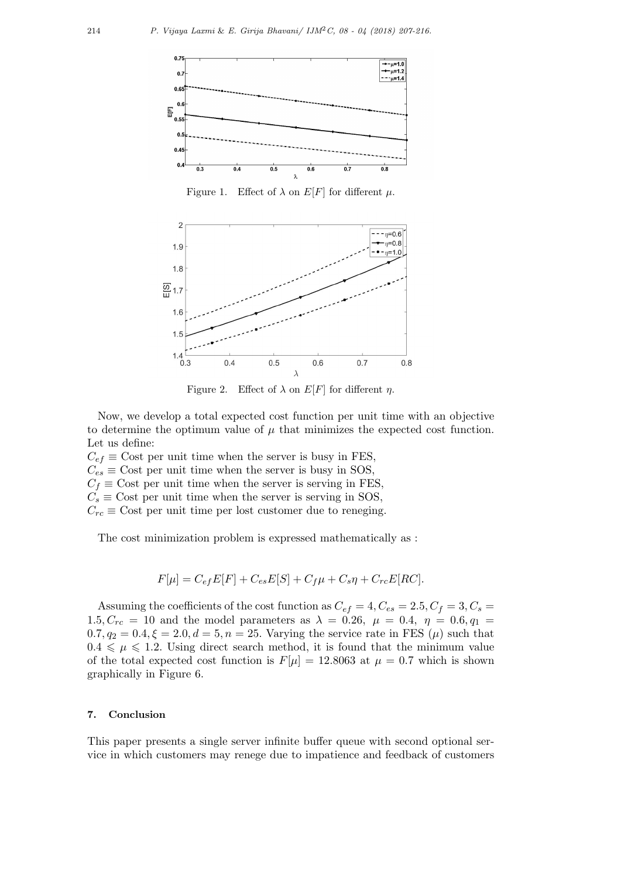Figure 1. Effect of $\lambda$ on $E[F]$ for different $\mu$.

Figure 2. Effect of $\lambda$ on $E[F]$ for different $\eta$.

Now, we develop a total expected cost function per unit time with an objective to determine the optimum value of $\mu$ that minimizes the expected cost function. Let us define:

$C_{ef} \equiv$ Cost per unit time when the server is busy in FES,
$C_{es} \equiv$ Cost per unit time when the server is busy in SOS,
$C_f \equiv$ Cost per unit time when the server is serving in FES,
$C_s \equiv$ Cost per unit time when the server is serving in SOS,
$C_{rc} \equiv$ Cost per unit time per lost customer due to reneging.

The cost minimization problem is expressed mathematically as :

$$F[\mu] = C_{ef}E[F] + C_{es}E[S] + C_f\mu + C_s\eta + C_{rc}E[RC].$$

Assuming the coefficients of the cost function as $C_{ef} = 4, C_{es} = 2.5, C_f = 3, C_s = 1.5, C_{rc} = 10$ and the model parameters as $\lambda = 0.26,\ \mu = 0.4,\ \eta = 0.6, q_1 = 0.7, q_2 = 0.4, \xi = 2.0, d = 5, n = 25$. Varying the service rate in FES ($\mu$) such that $0.4 \leqslant \mu \leqslant 1.2$. Using direct search method, it is found that the minimum value of the total expected cost function is $F[\mu] = 12.8063$ at $\mu = 0.7$ which is shown graphically in Figure 6.

## 7. Conclusion

This paper presents a single server infinite buffer queue with second optional service in which customers may renege due to impatience and feedback of customers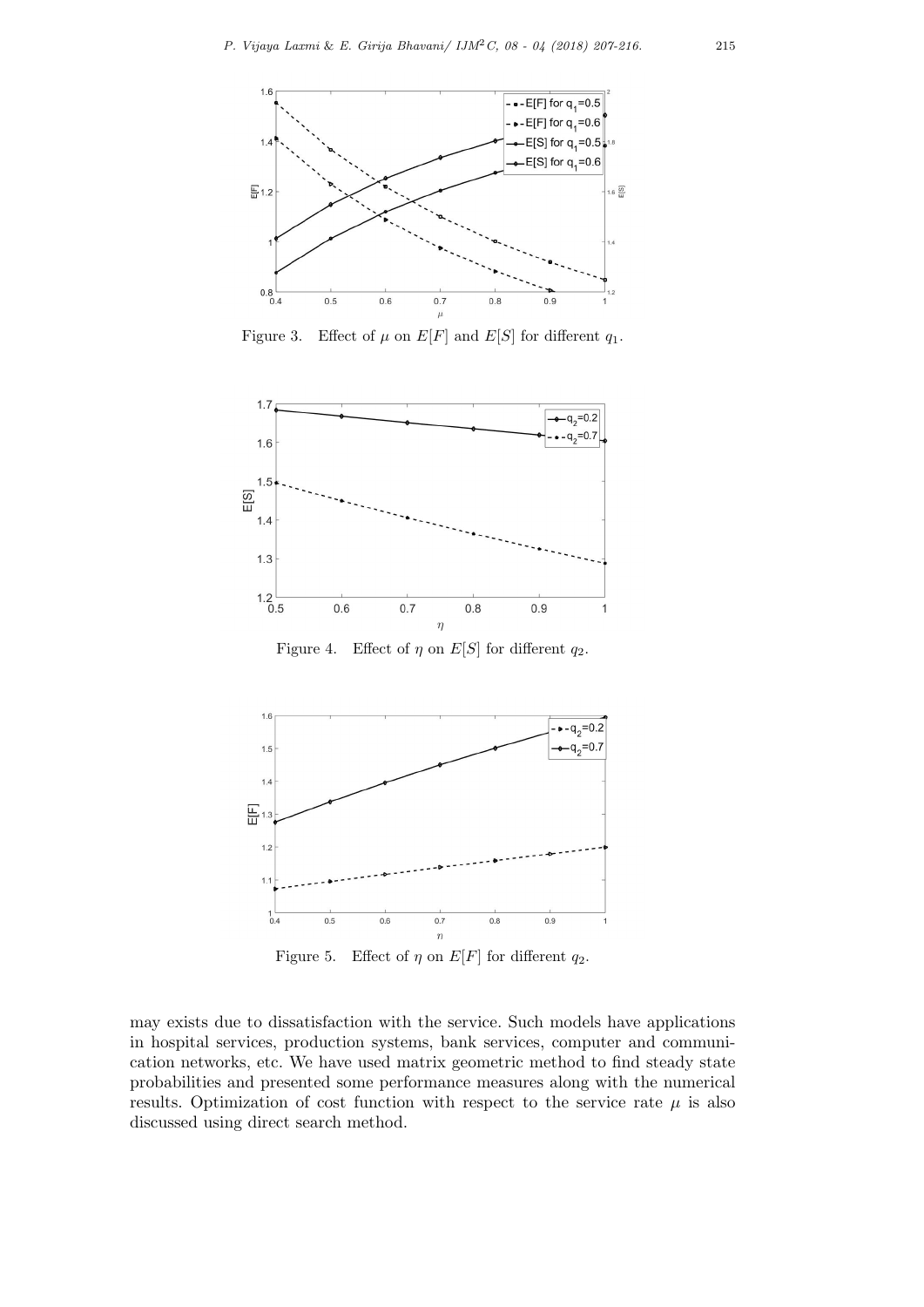Figure 3. Effect of $\mu$ on $E[F]$ and $E[S]$ for different $q_1$.

Figure 4. Effect of $\eta$ on $E[S]$ for different $q_2$.

Figure 5. Effect of $\eta$ on $E[F]$ for different $q_2$.

may exists due to dissatisfaction with the service. Such models have applications in hospital services, production systems, bank services, computer and communication networks, etc. We have used matrix geometric method to find steady state probabilities and presented some performance measures along with the numerical results. Optimization of cost function with respect to the service rate $\mu$ is also discussed using direct search method.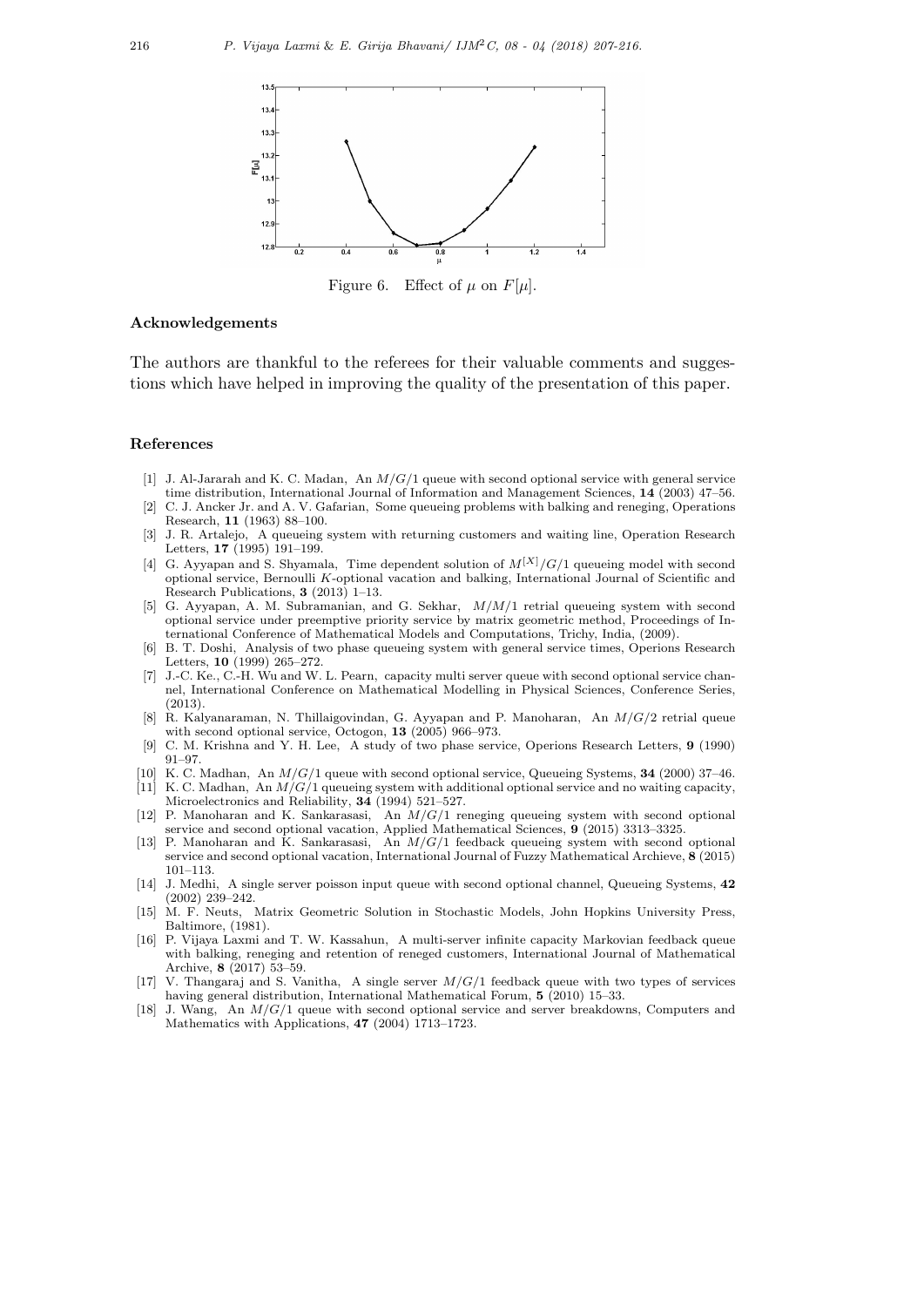13.5
13.4
13.3
13.2
13.1
13
12.9
12.8

F[μ]

0.2 0.4 0.6 0.8 1 1.2 1.4

μ

Figure 6. Effect of $\mu$ on $F[\mu]$.

## Acknowledgements

The authors are thankful to the referees for their valuable comments and suggestions which have helped in improving the quality of the presentation of this paper.

## References

[1] J. Al-Jararah and K. C. Madan, An $M/G/1$ queue with second optional service with general service time distribution, International Journal of Information and Management Sciences, **14** (2003) 47–56.

[2] C. J. Ancker Jr. and A. V. Gafarian, Some queueing problems with balking and reneging, Operations Research, **11** (1963) 88–100.

[3] J. R. Artalejo, A queueing system with returning customers and waiting line, Operation Research Letters, **17** (1995) 191–199.

[4] G. Ayyapan and S. Shyamala, Time dependent solution of $M^{[X]}/G/1$ queueing model with second optional service, Bernoulli $K$-optional vacation and balking, International Journal of Scientific and Research Publications, **3** (2013) 1–13.

[5] G. Ayyapan, A. M. Subramanian, and G. Sekhar, $M/M/1$ retrial queueing system with second optional service under preemptive priority service by matrix geometric method, Proceedings of International Conference of Mathematical Models and Computations, Trichy, India, (2009).

[6] B. T. Doshi, Analysis of two phase queueing system with general service times, Operions Research Letters, **10** (1999) 265–272.

[7] J.-C. Ke., C.-H. Wu and W. L. Pearn, capacity multi server queue with second optional service channel, International Conference on Mathematical Modelling in Physical Sciences, Conference Series, (2013).

[8] R. Kalyanaraman, N. Thillaigovindan, G. Ayyapan and P. Manoharan, An $M/G/2$ retrial queue with second optional service, Octogon, **13** (2005) 966–973.

[9] C. M. Krishna and Y. H. Lee, A study of two phase service, Operions Research Letters, **9** (1990) 91–97.

[10] K. C. Madhan, An $M/G/1$ queue with second optional service, Queueing Systems, **34** (2000) 37–46.

[11] K. C. Madhan, An $M/G/1$ queueing system with additional optional service and no waiting capacity, Microelectronics and Reliability, **34** (1994) 521–527.

[12] P. Manoharan and K. Sankarasasi, An $M/G/1$ reneging queueing system with second optional service and second optional vacation, Applied Mathematical Sciences, **9** (2015) 3313–3325.

[13] P. Manoharan and K. Sankarasasi, An $M/G/1$ feedback queueing system with second optional service and second optional vacation, International Journal of Fuzzy Mathematical Archieve, **8** (2015) 101–113.

[14] J. Medhi, A single server poisson input queue with second optional channel, Queueing Systems, **42** (2002) 239–242.

[15] M. F. Neuts, Matrix Geometric Solution in Stochastic Models, John Hopkins University Press, Baltimore, (1981).

[16] P. Vijaya Laxmi and T. W. Kassahun, A multi-server infinite capacity Markovian feedback queue with balking, reneging and retention of reneged customers, International Journal of Mathematical Archive, **8** (2017) 53–59.

[17] V. Thangaraj and S. Vanitha, A single server $M/G/1$ feedback queue with two types of services having general distribution, International Mathematical Forum, **5** (2010) 15–33.

[18] J. Wang, An $M/G/1$ queue with second optional service and server breakdowns, Computers and Mathematics with Applications, **47** (2004) 1713–1723.